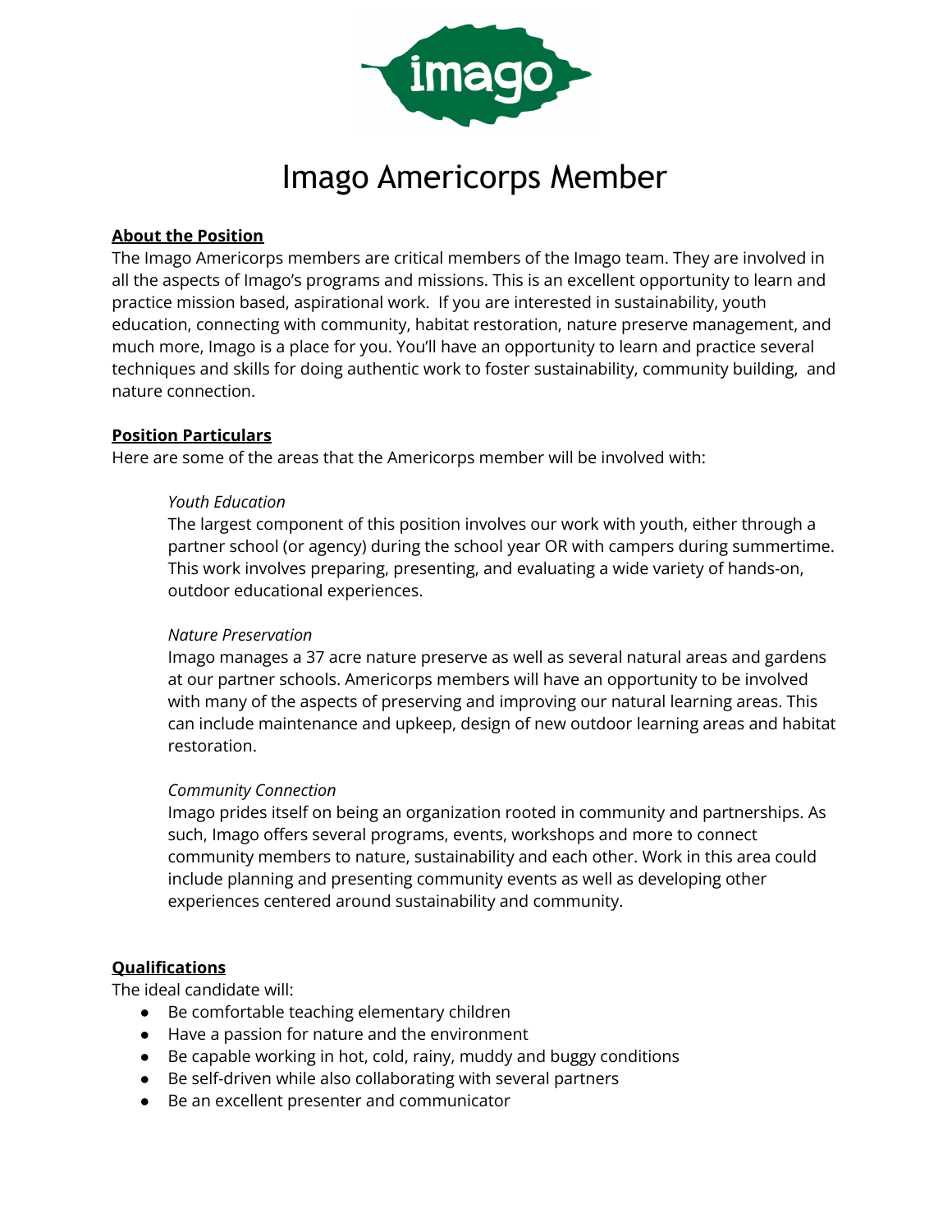# Imago Americorps Member

**About the Position**

The Imago Americorps members are critical members of the Imago team. They are involved in all the aspects of Imago's programs and missions. This is an excellent opportunity to learn and practice mission based, aspirational work. If you are interested in sustainability, youth education, connecting with community, habitat restoration, nature preserve management, and much more, Imago is a place for you. You'll have an opportunity to learn and practice several techniques and skills for doing authentic work to foster sustainability, community building, and nature connection.

**Position Particulars**

Here are some of the areas that the Americorps member will be involved with:

*Youth Education*

The largest component of this position involves our work with youth, either through a partner school (or agency) during the school year OR with campers during summertime. This work involves preparing, presenting, and evaluating a wide variety of hands-on, outdoor educational experiences.

*Nature Preservation*

Imago manages a 37 acre nature preserve as well as several natural areas and gardens at our partner schools. Americorps members will have an opportunity to be involved with many of the aspects of preserving and improving our natural learning areas. This can include maintenance and upkeep, design of new outdoor learning areas and habitat restoration.

*Community Connection*

Imago prides itself on being an organization rooted in community and partnerships. As such, Imago offers several programs, events, workshops and more to connect community members to nature, sustainability and each other. Work in this area could include planning and presenting community events as well as developing other experiences centered around sustainability and community.

**Qualifications**

The ideal candidate will:

- Be comfortable teaching elementary children
- Have a passion for nature and the environment
- Be capable working in hot, cold, rainy, muddy and buggy conditions
- Be self-driven while also collaborating with several partners
- Be an excellent presenter and communicator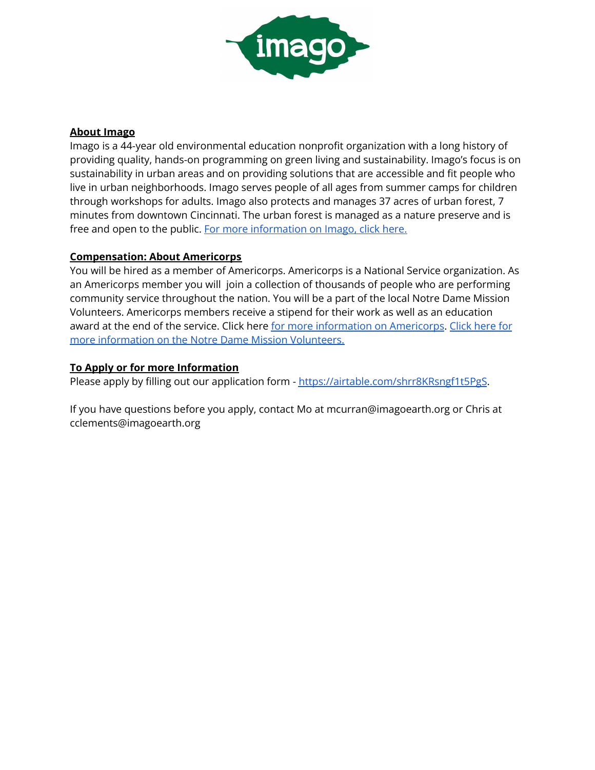imago

**About Imago**

Imago is a 44-year old environmental education nonprofit organization with a long history of providing quality, hands-on programming on green living and sustainability. Imago's focus is on sustainability in urban areas and on providing solutions that are accessible and fit people who live in urban neighborhoods. Imago serves people of all ages from summer camps for children through workshops for adults. Imago also protects and manages 37 acres of urban forest, 7 minutes from downtown Cincinnati. The urban forest is managed as a nature preserve and is free and open to the public. For more information on Imago, click here.

**Compensation: About Americorps**

You will be hired as a member of Americorps. Americorps is a National Service organization. As an Americorps member you will join a collection of thousands of people who are performing community service throughout the nation. You will be a part of the local Notre Dame Mission Volunteers. Americorps members receive a stipend for their work as well as an education award at the end of the service. Click here for more information on Americorps. Click here for more information on the Notre Dame Mission Volunteers.

**To Apply or for more Information**

Please apply by filling out our application form - https://airtable.com/shrr8KRsngf1t5PgS.

If you have questions before you apply, contact Mo at mcurran@imagoearth.org or Chris at cclements@imagoearth.org